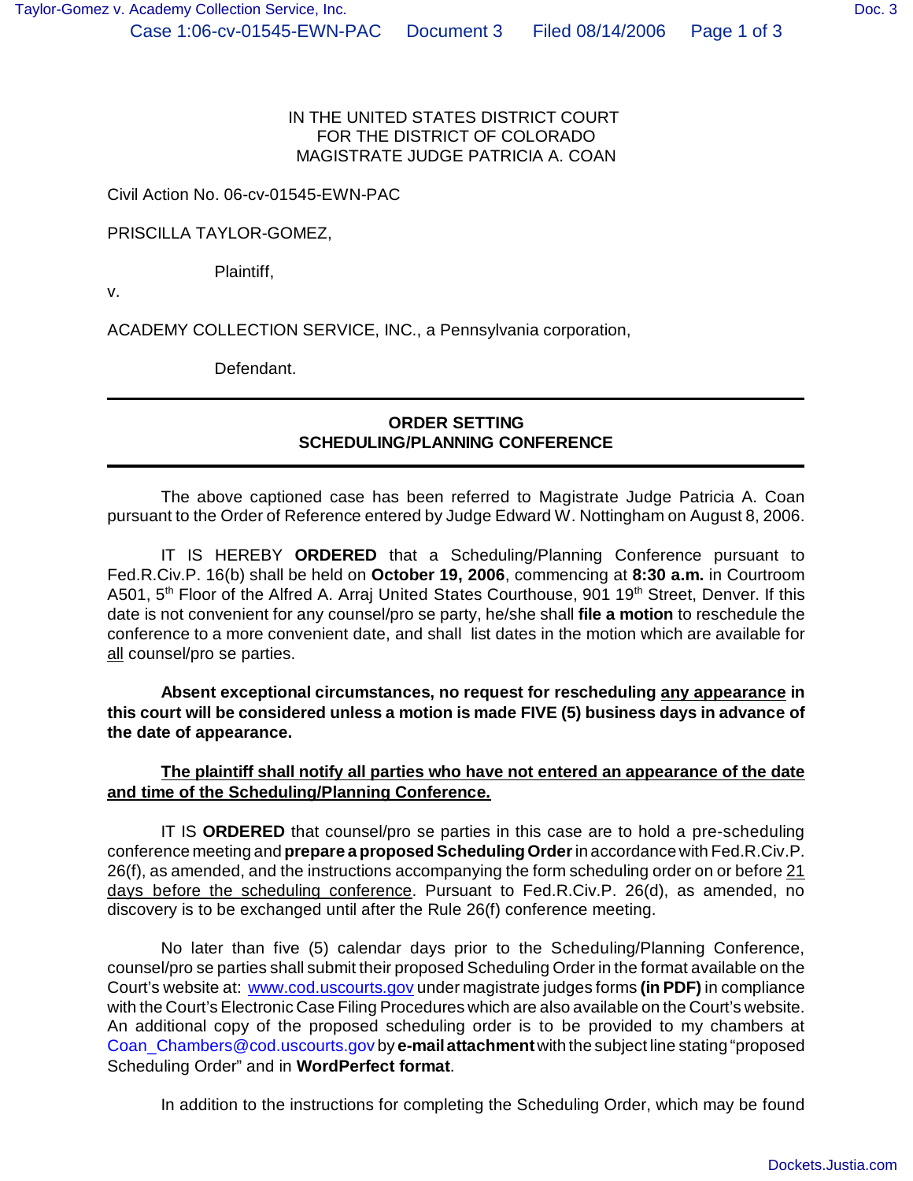IN THE UNITED STATES DISTRICT COURT
FOR THE DISTRICT OF COLORADO
MAGISTRATE JUDGE PATRICIA A. COAN

Civil Action No. 06-cv-01545-EWN-PAC

PRISCILLA TAYLOR-GOMEZ,

Plaintiff,

v.

ACADEMY COLLECTION SERVICE, INC., a Pennsylvania corporation,

Defendant.

---

## ORDER SETTING SCHEDULING/PLANNING CONFERENCE

---

The above captioned case has been referred to Magistrate Judge Patricia A. Coan pursuant to the Order of Reference entered by Judge Edward W. Nottingham on August 8, 2006.

IT IS HEREBY **ORDERED** that a Scheduling/Planning Conference pursuant to Fed.R.Civ.P. 16(b) shall be held on **October 19, 2006**, commencing at **8:30 a.m.** in Courtroom A501, 5th Floor of the Alfred A. Arraj United States Courthouse, 901 19th Street, Denver. If this date is not convenient for any counsel/pro se party, he/she shall **file a motion** to reschedule the conference to a more convenient date, and shall list dates in the motion which are available for all counsel/pro se parties.

**Absent exceptional circumstances, no request for rescheduling any appearance in this court will be considered unless a motion is made FIVE (5) business days in advance of the date of appearance.**

**The plaintiff shall notify all parties who have not entered an appearance of the date and time of the Scheduling/Planning Conference.**

IT IS **ORDERED** that counsel/pro se parties in this case are to hold a pre-scheduling conference meeting and **prepare a proposed Scheduling Order** in accordance with Fed.R.Civ.P. 26(f), as amended, and the instructions accompanying the form scheduling order on or before 21 days before the scheduling conference. Pursuant to Fed.R.Civ.P. 26(d), as amended, no discovery is to be exchanged until after the Rule 26(f) conference meeting.

No later than five (5) calendar days prior to the Scheduling/Planning Conference, counsel/pro se parties shall submit their proposed Scheduling Order in the format available on the Court's website at: www.cod.uscourts.gov under magistrate judges forms **(in PDF)** in compliance with the Court's Electronic Case Filing Procedures which are also available on the Court's website. An additional copy of the proposed scheduling order is to be provided to my chambers at Coan_Chambers@cod.uscourts.gov by **e-mail attachment** with the subject line stating "proposed Scheduling Order" and in **WordPerfect format**.

In addition to the instructions for completing the Scheduling Order, which may be found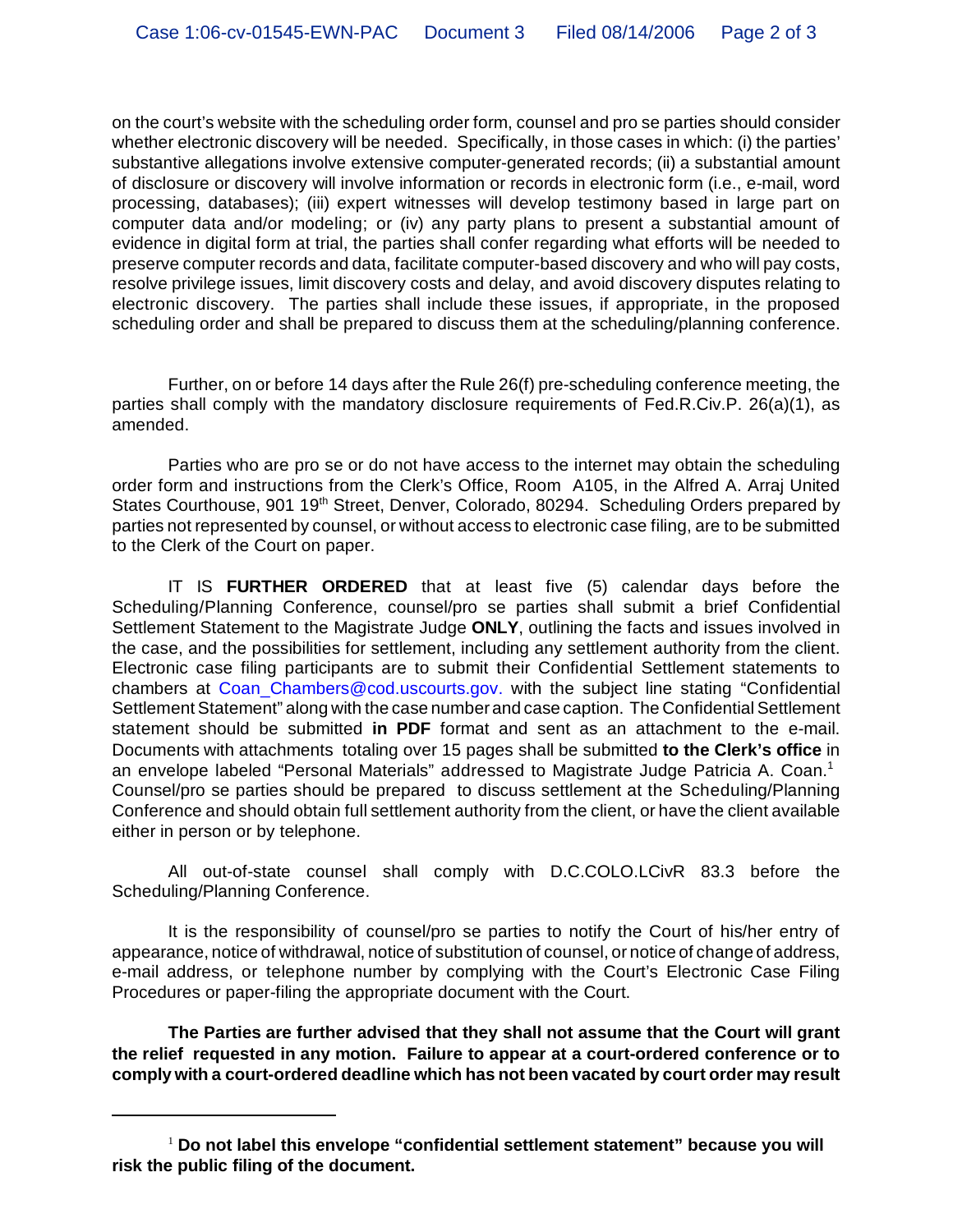on the court's website with the scheduling order form, counsel and pro se parties should consider whether electronic discovery will be needed. Specifically, in those cases in which: (i) the parties' substantive allegations involve extensive computer-generated records; (ii) a substantial amount of disclosure or discovery will involve information or records in electronic form (i.e., e-mail, word processing, databases); (iii) expert witnesses will develop testimony based in large part on computer data and/or modeling; or (iv) any party plans to present a substantial amount of evidence in digital form at trial, the parties shall confer regarding what efforts will be needed to preserve computer records and data, facilitate computer-based discovery and who will pay costs, resolve privilege issues, limit discovery costs and delay, and avoid discovery disputes relating to electronic discovery. The parties shall include these issues, if appropriate, in the proposed scheduling order and shall be prepared to discuss them at the scheduling/planning conference.

Further, on or before 14 days after the Rule 26(f) pre-scheduling conference meeting, the parties shall comply with the mandatory disclosure requirements of Fed.R.Civ.P. 26(a)(1), as amended.

Parties who are pro se or do not have access to the internet may obtain the scheduling order form and instructions from the Clerk's Office, Room A105, in the Alfred A. Arraj United States Courthouse, 901 19th Street, Denver, Colorado, 80294. Scheduling Orders prepared by parties not represented by counsel, or without access to electronic case filing, are to be submitted to the Clerk of the Court on paper.

IT IS **FURTHER ORDERED** that at least five (5) calendar days before the Scheduling/Planning Conference, counsel/pro se parties shall submit a brief Confidential Settlement Statement to the Magistrate Judge **ONLY**, outlining the facts and issues involved in the case, and the possibilities for settlement, including any settlement authority from the client. Electronic case filing participants are to submit their Confidential Settlement statements to chambers at Coan_Chambers@cod.uscourts.gov. with the subject line stating "Confidential Settlement Statement" along with the case number and case caption. The Confidential Settlement statement should be submitted **in PDF** format and sent as an attachment to the e-mail. Documents with attachments totaling over 15 pages shall be submitted **to the Clerk's office** in an envelope labeled "Personal Materials" addressed to Magistrate Judge Patricia A. Coan.[1] Counsel/pro se parties should be prepared to discuss settlement at the Scheduling/Planning Conference and should obtain full settlement authority from the client, or have the client available either in person or by telephone.

All out-of-state counsel shall comply with D.C.COLO.LCivR 83.3 before the Scheduling/Planning Conference.

It is the responsibility of counsel/pro se parties to notify the Court of his/her entry of appearance, notice of withdrawal, notice of substitution of counsel, or notice of change of address, e-mail address, or telephone number by complying with the Court's Electronic Case Filing Procedures or paper-filing the appropriate document with the Court.

**The Parties are further advised that they shall not assume that the Court will grant the relief requested in any motion. Failure to appear at a court-ordered conference or to comply with a court-ordered deadline which has not been vacated by court order may result**

---

[1] **Do not label this envelope "confidential settlement statement" because you will risk the public filing of the document.**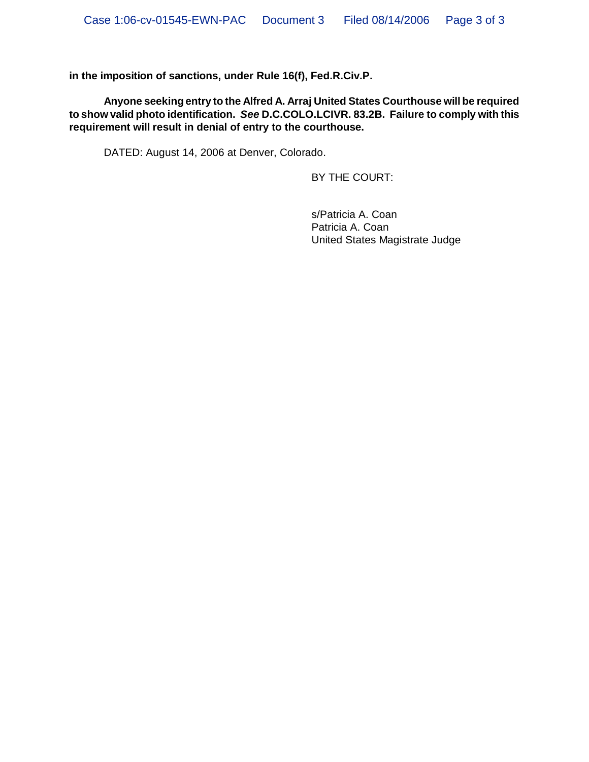**in the imposition of sanctions, under Rule 16(f), Fed.R.Civ.P.**

**Anyone seeking entry to the Alfred A. Arraj United States Courthouse will be required to show valid photo identification. *See* D.C.COLO.LCIVR. 83.2B. Failure to comply with this requirement will result in denial of entry to the courthouse.**

DATED: August 14, 2006 at Denver, Colorado.

BY THE COURT:

s/Patricia A. Coan
Patricia A. Coan
United States Magistrate Judge